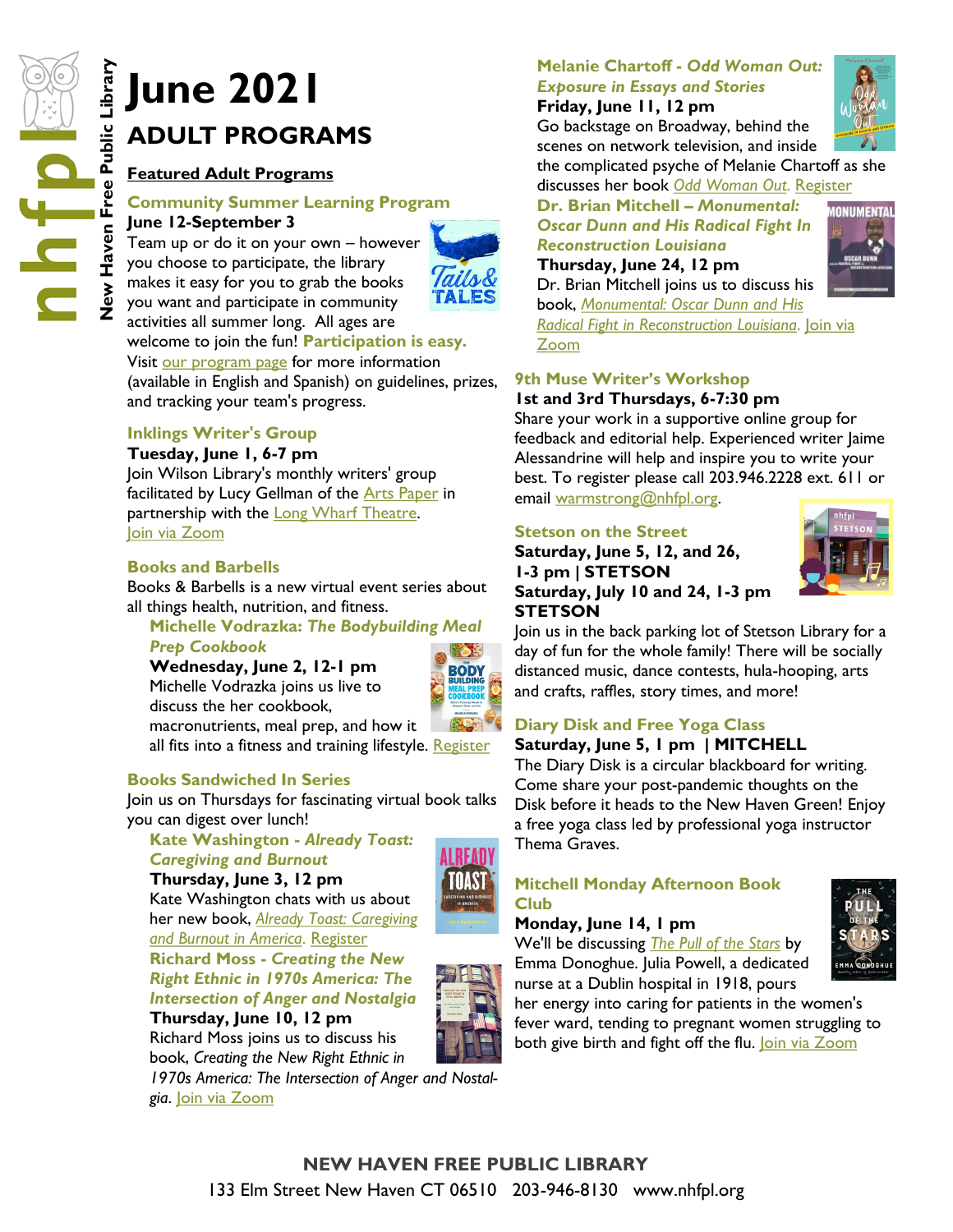# June 2021

## ADULT PROGRAMS

New Haven Free Public Library

### Featured Adult Programs

### Community Summer Learning Program

**June 12-September 3**

Team up or do it on your own – however you choose to participate, the library makes it easy for you to grab the books you want and participate in community activities all summer long. All ages are welcome to join the fun! **Participation is easy.** Visit our program page for more information (available in English and Spanish) on guidelines, prizes, and tracking your team's progress.

### Inklings Writer's Group

**Tuesday, June 1, 6-7 pm**

Join Wilson Library's monthly writers' group facilitated by Lucy Gellman of the Arts Paper in partnership with the Long Wharf Theatre. Join via Zoom

### Books and Barbells

Books & Barbells is a new virtual event series about all things health, nutrition, and fitness.

**Michelle Vodrazka: *The Bodybuilding Meal Prep Cookbook***

**Wednesday, June 2, 12-1 pm**

Michelle Vodrazka joins us live to discuss the her cookbook, macronutrients, meal prep, and how it all fits into a fitness and training lifestyle. Register

### Books Sandwiched In Series

Join us on Thursdays for fascinating virtual book talks you can digest over lunch!

**Kate Washington - *Already Toast: Caregiving and Burnout***

**Thursday, June 3, 12 pm**

Kate Washington chats with us about her new book, *Already Toast: Caregiving and Burnout in America*. Register

**Richard Moss - *Creating the New Right Ethnic in 1970s America: The Intersection of Anger and Nostalgia***

**Thursday, June 10, 12 pm**

Richard Moss joins us to discuss his book, *Creating the New Right Ethnic in 1970s America: The Intersection of Anger and Nostalgia*. Join via Zoom

**Melanie Chartoff - *Odd Woman Out: Exposure in Essays and Stories***

**Friday, June 11, 12 pm**

Go backstage on Broadway, behind the scenes on network television, and inside the complicated psyche of Melanie Chartoff as she discusses her book *Odd Woman Out*. Register

**Dr. Brian Mitchell – *Monumental: Oscar Dunn and His Radical Fight In Reconstruction Louisiana***

**Thursday, June 24, 12 pm**

Dr. Brian Mitchell joins us to discuss his book, *Monumental: Oscar Dunn and His Radical Fight in Reconstruction Louisiana*. Join via Zoom

### 9th Muse Writer's Workshop

**1st and 3rd Thursdays, 6-7:30 pm**

Share your work in a supportive online group for feedback and editorial help. Experienced writer Jaime Alessandrine will help and inspire you to write your best. To register please call 203.946.2228 ext. 611 or email warmstrong@nhfpl.org.

### Stetson on the Street

**Saturday, June 5, 12, and 26, 1-3 pm | STETSON**
**Saturday, July 10 and 24, 1-3 pm STETSON**

Join us in the back parking lot of Stetson Library for a day of fun for the whole family! There will be socially distanced music, dance contests, hula-hooping, arts and crafts, raffles, story times, and more!

### Diary Disk and Free Yoga Class

**Saturday, June 5, 1 pm | MITCHELL**

The Diary Disk is a circular blackboard for writing. Come share your post-pandemic thoughts on the Disk before it heads to the New Haven Green! Enjoy a free yoga class led by professional yoga instructor Thema Graves.

### Mitchell Monday Afternoon Book Club

**Monday, June 14, 1 pm**

We'll be discussing *The Pull of the Stars* by Emma Donoghue. Julia Powell, a dedicated nurse at a Dublin hospital in 1918, pours her energy into caring for patients in the women's fever ward, tending to pregnant women struggling to both give birth and fight off the flu. Join via Zoom

**NEW HAVEN FREE PUBLIC LIBRARY**
133 Elm Street New Haven CT 06510 203-946-8130 www.nhfpl.org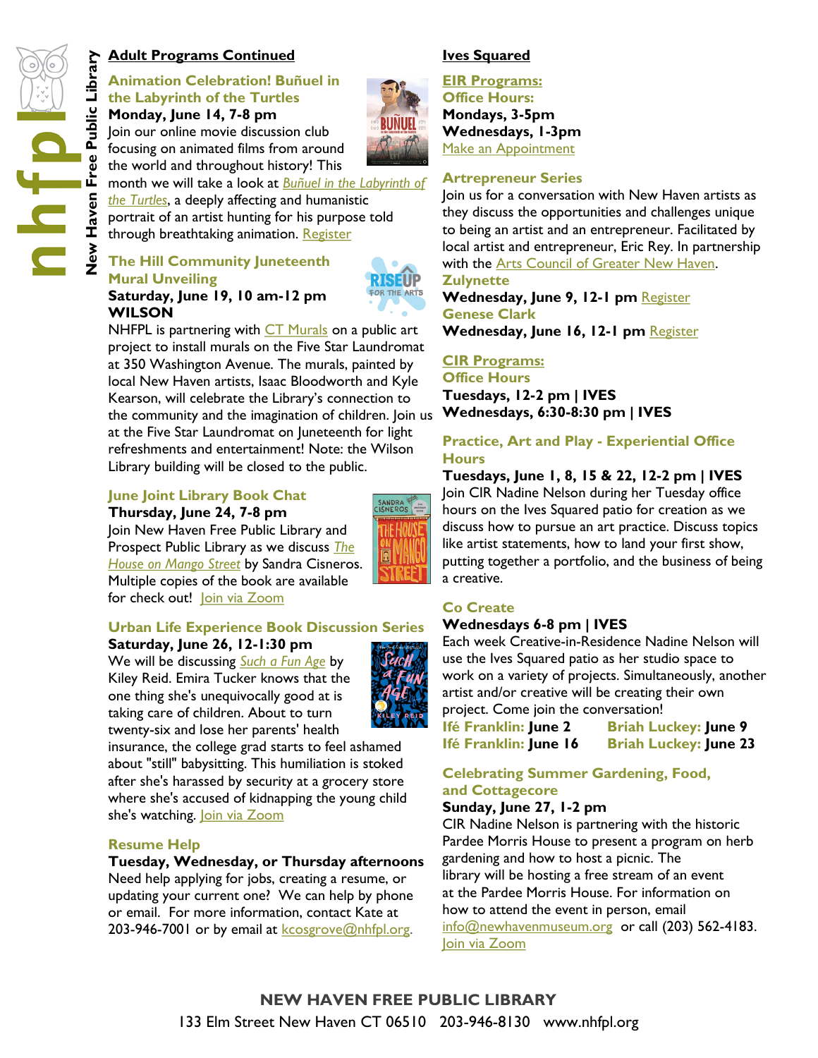## Adult Programs Continued

### Animation Celebration! Buñuel in the Labyrinth of the Turtles

**Monday, June 14, 7-8 pm**

Join our online movie discussion club focusing on animated films from around the world and throughout history! This month we will take a look at *Buñuel in the Labyrinth of the Turtles*, a deeply affecting and humanistic portrait of an artist hunting for his purpose told through breathtaking animation. Register

### The Hill Community Juneteenth Mural Unveiling

**Saturday, June 19, 10 am-12 pm**
**WILSON**

NHFPL is partnering with CT Murals on a public art project to install murals on the Five Star Laundromat at 350 Washington Avenue. The murals, painted by local New Haven artists, Isaac Bloodworth and Kyle Kearson, will celebrate the Library's connection to the community and the imagination of children. Join us at the Five Star Laundromat on Juneteenth for light refreshments and entertainment! Note: the Wilson Library building will be closed to the public.

### June Joint Library Book Chat

**Thursday, June 24, 7-8 pm**

Join New Haven Free Public Library and Prospect Public Library as we discuss *The House on Mango Street* by Sandra Cisneros. Multiple copies of the book are available for check out! Join via Zoom

### Urban Life Experience Book Discussion Series

**Saturday, June 26, 12-1:30 pm**

We will be discussing *Such a Fun Age* by Kiley Reid. Emira Tucker knows that the one thing she's unequivocally good at is taking care of children. About to turn twenty-six and lose her parents' health insurance, the college grad starts to feel ashamed about "still" babysitting. This humiliation is stoked after she's harassed by security at a grocery store where she's accused of kidnapping the young child she's watching. Join via Zoom

### Resume Help

**Tuesday, Wednesday, or Thursday afternoons**

Need help applying for jobs, creating a resume, or updating your current one? We can help by phone or email. For more information, contact Kate at 203-946-7001 or by email at kcosgrove@nhfpl.org.

## Ives Squared

### EIR Programs:
### Office Hours:

**Mondays, 3-5pm**
**Wednesdays, 1-3pm**
Make an Appointment

### Artrepreneur Series

Join us for a conversation with New Haven artists as they discuss the opportunities and challenges unique to being an artist and an entrepreneur. Facilitated by local artist and entrepreneur, Eric Rey. In partnership with the Arts Council of Greater New Haven.

**Zulynette**
**Wednesday, June 9, 12-1 pm** Register

**Genese Clark**
**Wednesday, June 16, 12-1 pm** Register

### CIR Programs:
### Office Hours

**Tuesdays, 12-2 pm | IVES**
**Wednesdays, 6:30-8:30 pm | IVES**

### Practice, Art and Play - Experiential Office Hours

**Tuesdays, June 1, 8, 15 & 22, 12-2 pm | IVES**

Join CIR Nadine Nelson during her Tuesday office hours on the Ives Squared patio for creation as we discuss how to pursue an art practice. Discuss topics like artist statements, how to land your first show, putting together a portfolio, and the business of being a creative.

### Co Create

**Wednesdays 6-8 pm | IVES**

Each week Creative-in-Residence Nadine Nelson will use the Ives Squared patio as her studio space to work on a variety of projects. Simultaneously, another artist and/or creative will be creating their own project. Come join the conversation!

Ifé Franklin: **June 2**
Briah Luckey: **June 9**
Ifé Franklin: **June 16**
Briah Luckey: **June 23**

### Celebrating Summer Gardening, Food, and Cottagecore

**Sunday, June 27, 1-2 pm**

CIR Nadine Nelson is partnering with the historic Pardee Morris House to present a program on herb gardening and how to host a picnic. The library will be hosting a free stream of an event at the Pardee Morris House. For information on how to attend the event in person, email info@newhavenmuseum.org or call (203) 562-4183. Join via Zoom

**NEW HAVEN FREE PUBLIC LIBRARY**
133 Elm Street New Haven CT 06510 203-946-8130 www.nhfpl.org